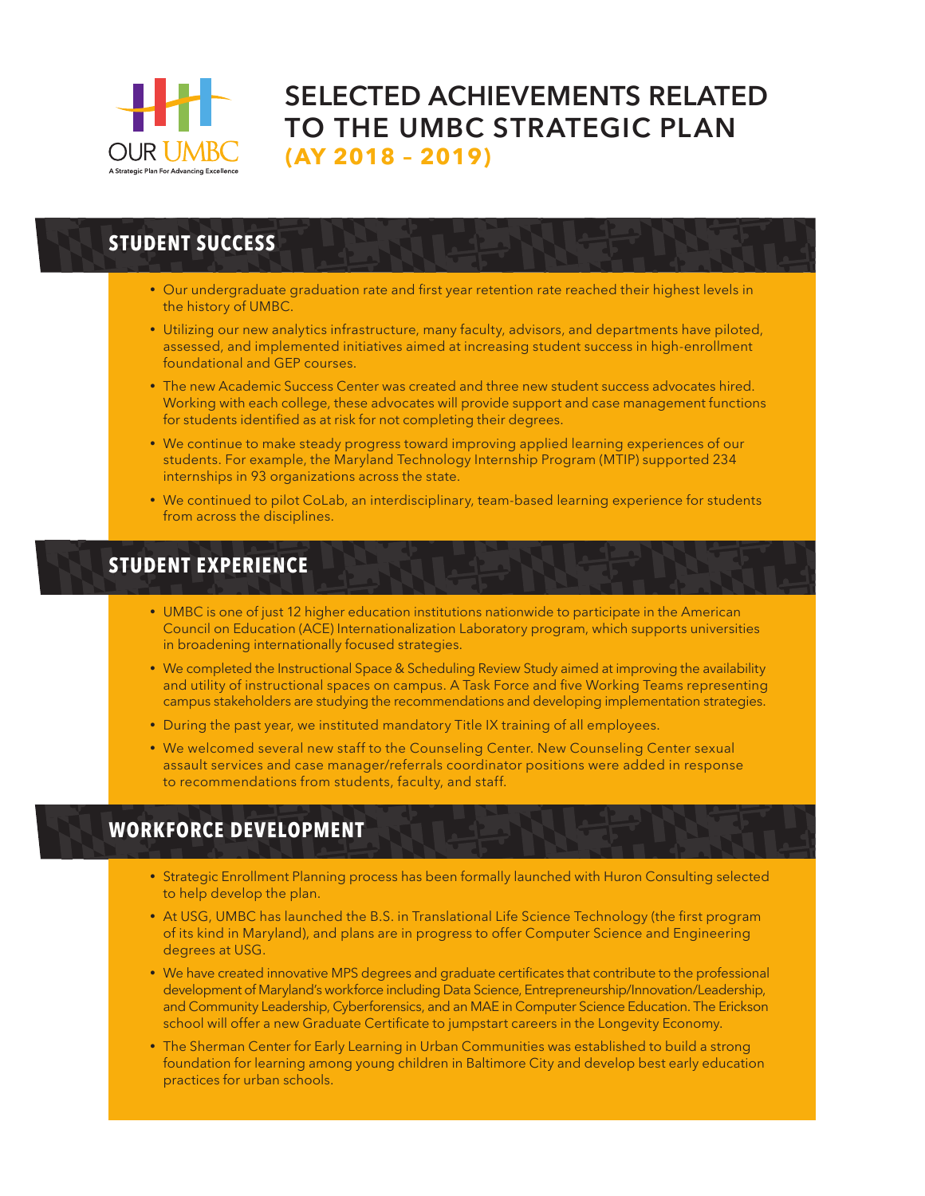OUR UMBC

A Strategic Plan For Advancing Excellence

# SELECTED ACHIEVEMENTS RELATED TO THE UMBC STRATEGIC PLAN (AY 2018 – 2019)

## STUDENT SUCCESS

- Our undergraduate graduation rate and first year retention rate reached their highest levels in the history of UMBC.
- Utilizing our new analytics infrastructure, many faculty, advisors, and departments have piloted, assessed, and implemented initiatives aimed at increasing student success in high-enrollment foundational and GEP courses.
- The new Academic Success Center was created and three new student success advocates hired. Working with each college, these advocates will provide support and case management functions for students identified as at risk for not completing their degrees.
- We continue to make steady progress toward improving applied learning experiences of our students. For example, the Maryland Technology Internship Program (MTIP) supported 234 internships in 93 organizations across the state.
- We continued to pilot CoLab, an interdisciplinary, team-based learning experience for students from across the disciplines.

## STUDENT EXPERIENCE

- UMBC is one of just 12 higher education institutions nationwide to participate in the American Council on Education (ACE) Internationalization Laboratory program, which supports universities in broadening internationally focused strategies.
- We completed the Instructional Space & Scheduling Review Study aimed at improving the availability and utility of instructional spaces on campus. A Task Force and five Working Teams representing campus stakeholders are studying the recommendations and developing implementation strategies.
- During the past year, we instituted mandatory Title IX training of all employees.
- We welcomed several new staff to the Counseling Center. New Counseling Center sexual assault services and case manager/referrals coordinator positions were added in response to recommendations from students, faculty, and staff.

## WORKFORCE DEVELOPMENT

- Strategic Enrollment Planning process has been formally launched with Huron Consulting selected to help develop the plan.
- At USG, UMBC has launched the B.S. in Translational Life Science Technology (the first program of its kind in Maryland), and plans are in progress to offer Computer Science and Engineering degrees at USG.
- We have created innovative MPS degrees and graduate certificates that contribute to the professional development of Maryland's workforce including Data Science, Entrepreneurship/Innovation/Leadership, and Community Leadership, Cyberforensics, and an MAE in Computer Science Education. The Erickson school will offer a new Graduate Certificate to jumpstart careers in the Longevity Economy.
- The Sherman Center for Early Learning in Urban Communities was established to build a strong foundation for learning among young children in Baltimore City and develop best early education practices for urban schools.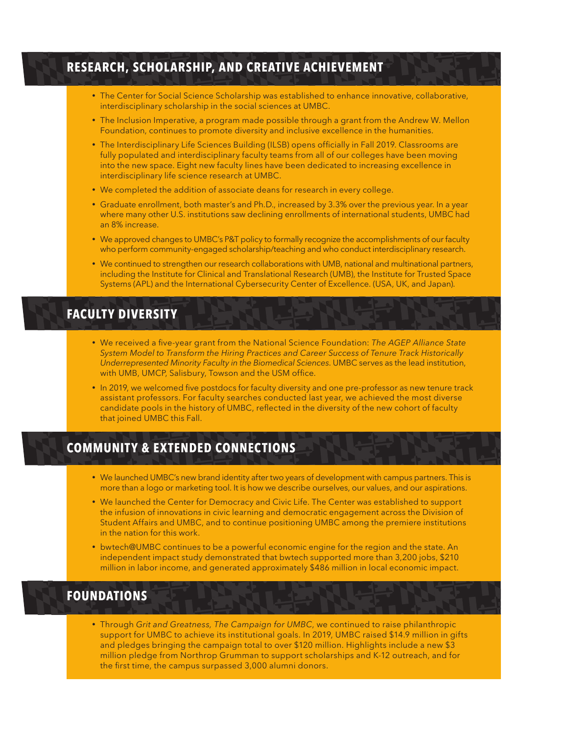## RESEARCH, SCHOLARSHIP, AND CREATIVE ACHIEVEMENT

- The Center for Social Science Scholarship was established to enhance innovative, collaborative, interdisciplinary scholarship in the social sciences at UMBC.
- The Inclusion Imperative, a program made possible through a grant from the Andrew W. Mellon Foundation, continues to promote diversity and inclusive excellence in the humanities.
- The Interdisciplinary Life Sciences Building (ILSB) opens officially in Fall 2019. Classrooms are fully populated and interdisciplinary faculty teams from all of our colleges have been moving into the new space. Eight new faculty lines have been dedicated to increasing excellence in interdisciplinary life science research at UMBC.
- We completed the addition of associate deans for research in every college.
- Graduate enrollment, both master's and Ph.D., increased by 3.3% over the previous year. In a year where many other U.S. institutions saw declining enrollments of international students, UMBC had an 8% increase.
- We approved changes to UMBC's P&T policy to formally recognize the accomplishments of our faculty who perform community-engaged scholarship/teaching and who conduct interdisciplinary research.
- We continued to strengthen our research collaborations with UMB, national and multinational partners, including the Institute for Clinical and Translational Research (UMB), the Institute for Trusted Space Systems (APL) and the International Cybersecurity Center of Excellence. (USA, UK, and Japan).

## FACULTY DIVERSITY

- We received a five-year grant from the National Science Foundation: *The AGEP Alliance State System Model to Transform the Hiring Practices and Career Success of Tenure Track Historically Underrepresented Minority Faculty in the Biomedical Sciences.* UMBC serves as the lead institution, with UMB, UMCP, Salisbury, Towson and the USM office.
- In 2019, we welcomed five postdocs for faculty diversity and one pre-professor as new tenure track assistant professors. For faculty searches conducted last year, we achieved the most diverse candidate pools in the history of UMBC, reflected in the diversity of the new cohort of faculty that joined UMBC this Fall.

## COMMUNITY & EXTENDED CONNECTIONS

- We launched UMBC's new brand identity after two years of development with campus partners. This is more than a logo or marketing tool. It is how we describe ourselves, our values, and our aspirations.
- We launched the Center for Democracy and Civic Life. The Center was established to support the infusion of innovations in civic learning and democratic engagement across the Division of Student Affairs and UMBC, and to continue positioning UMBC among the premiere institutions in the nation for this work.
- bwtech@UMBC continues to be a powerful economic engine for the region and the state. An independent impact study demonstrated that bwtech supported more than 3,200 jobs, $210 million in labor income, and generated approximately $486 million in local economic impact.

## FOUNDATIONS

- Through *Grit and Greatness, The Campaign for UMBC*, we continued to raise philanthropic support for UMBC to achieve its institutional goals. In 2019, UMBC raised $14.9 million in gifts and pledges bringing the campaign total to over $120 million. Highlights include a new $3 million pledge from Northrop Grumman to support scholarships and K-12 outreach, and for the first time, the campus surpassed 3,000 alumni donors.